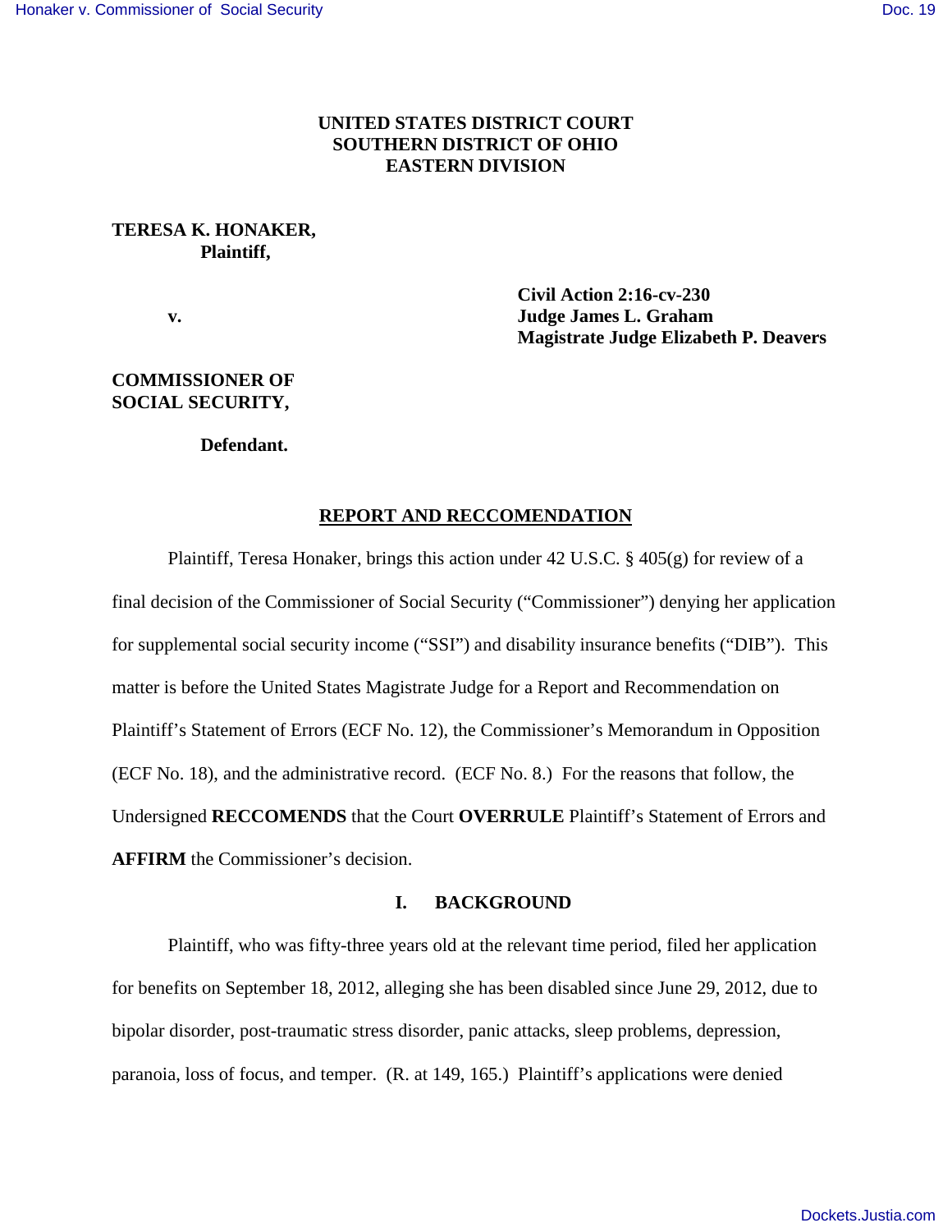**UNITED STATES DISTRICT COURT**
**SOUTHERN DISTRICT OF OHIO**
**EASTERN DIVISION**

**TERESA K. HONAKER,**
**Plaintiff,**

**v.**

**Civil Action 2:16-cv-230**
**Judge James L. Graham**
**Magistrate Judge Elizabeth P. Deavers**

**COMMISSIONER OF SOCIAL SECURITY,**

**Defendant.**

## REPORT AND RECCOMENDATION

Plaintiff, Teresa Honaker, brings this action under 42 U.S.C. § 405(g) for review of a final decision of the Commissioner of Social Security ("Commissioner") denying her application for supplemental social security income ("SSI") and disability insurance benefits ("DIB"). This matter is before the United States Magistrate Judge for a Report and Recommendation on Plaintiff's Statement of Errors (ECF No. 12), the Commissioner's Memorandum in Opposition (ECF No. 18), and the administrative record. (ECF No. 8.) For the reasons that follow, the Undersigned **RECCOMENDS** that the Court **OVERRULE** Plaintiff's Statement of Errors and **AFFIRM** the Commissioner's decision.

## I. BACKGROUND

Plaintiff, who was fifty-three years old at the relevant time period, filed her application for benefits on September 18, 2012, alleging she has been disabled since June 29, 2012, due to bipolar disorder, post-traumatic stress disorder, panic attacks, sleep problems, depression, paranoia, loss of focus, and temper. (R. at 149, 165.) Plaintiff's applications were denied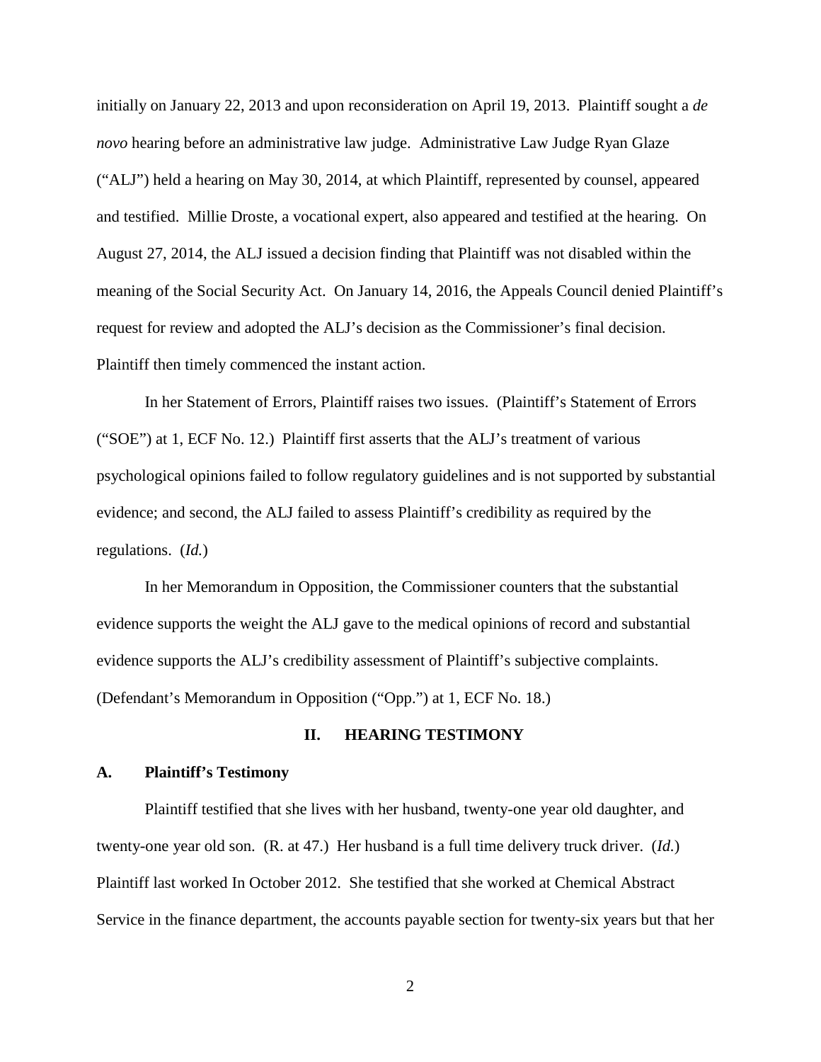initially on January 22, 2013 and upon reconsideration on April 19, 2013. Plaintiff sought a *de novo* hearing before an administrative law judge. Administrative Law Judge Ryan Glaze ("ALJ") held a hearing on May 30, 2014, at which Plaintiff, represented by counsel, appeared and testified. Millie Droste, a vocational expert, also appeared and testified at the hearing. On August 27, 2014, the ALJ issued a decision finding that Plaintiff was not disabled within the meaning of the Social Security Act. On January 14, 2016, the Appeals Council denied Plaintiff's request for review and adopted the ALJ's decision as the Commissioner's final decision. Plaintiff then timely commenced the instant action.

In her Statement of Errors, Plaintiff raises two issues. (Plaintiff's Statement of Errors ("SOE") at 1, ECF No. 12.) Plaintiff first asserts that the ALJ's treatment of various psychological opinions failed to follow regulatory guidelines and is not supported by substantial evidence; and second, the ALJ failed to assess Plaintiff's credibility as required by the regulations. (*Id.*)

In her Memorandum in Opposition, the Commissioner counters that the substantial evidence supports the weight the ALJ gave to the medical opinions of record and substantial evidence supports the ALJ's credibility assessment of Plaintiff's subjective complaints. (Defendant's Memorandum in Opposition ("Opp.") at 1, ECF No. 18.)

## II. HEARING TESTIMONY

### A. Plaintiff's Testimony

Plaintiff testified that she lives with her husband, twenty-one year old daughter, and twenty-one year old son. (R. at 47.) Her husband is a full time delivery truck driver. (*Id.*) Plaintiff last worked In October 2012. She testified that she worked at Chemical Abstract Service in the finance department, the accounts payable section for twenty-six years but that her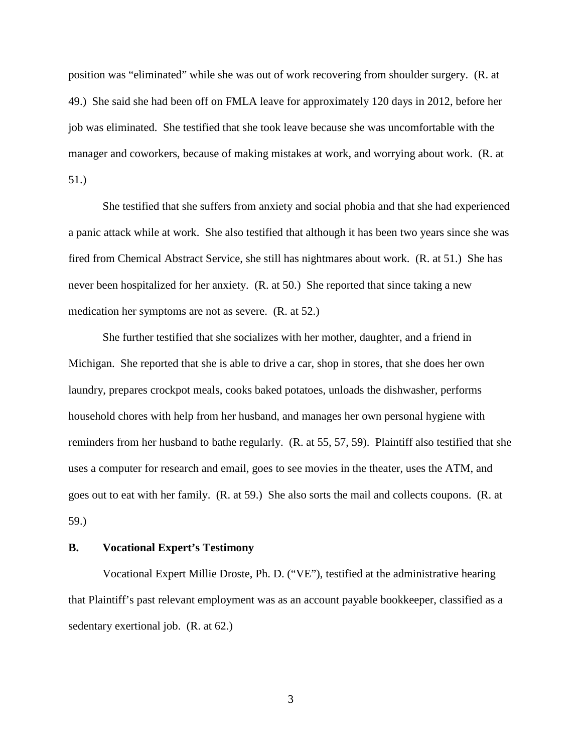position was "eliminated" while she was out of work recovering from shoulder surgery. (R. at 49.) She said she had been off on FMLA leave for approximately 120 days in 2012, before her job was eliminated. She testified that she took leave because she was uncomfortable with the manager and coworkers, because of making mistakes at work, and worrying about work. (R. at 51.)

She testified that she suffers from anxiety and social phobia and that she had experienced a panic attack while at work. She also testified that although it has been two years since she was fired from Chemical Abstract Service, she still has nightmares about work. (R. at 51.) She has never been hospitalized for her anxiety. (R. at 50.) She reported that since taking a new medication her symptoms are not as severe. (R. at 52.)

She further testified that she socializes with her mother, daughter, and a friend in Michigan. She reported that she is able to drive a car, shop in stores, that she does her own laundry, prepares crockpot meals, cooks baked potatoes, unloads the dishwasher, performs household chores with help from her husband, and manages her own personal hygiene with reminders from her husband to bathe regularly. (R. at 55, 57, 59). Plaintiff also testified that she uses a computer for research and email, goes to see movies in the theater, uses the ATM, and goes out to eat with her family. (R. at 59.) She also sorts the mail and collects coupons. (R. at 59.)

**B. Vocational Expert's Testimony**

Vocational Expert Millie Droste, Ph. D. ("VE"), testified at the administrative hearing that Plaintiff's past relevant employment was as an account payable bookkeeper, classified as a sedentary exertional job. (R. at 62.)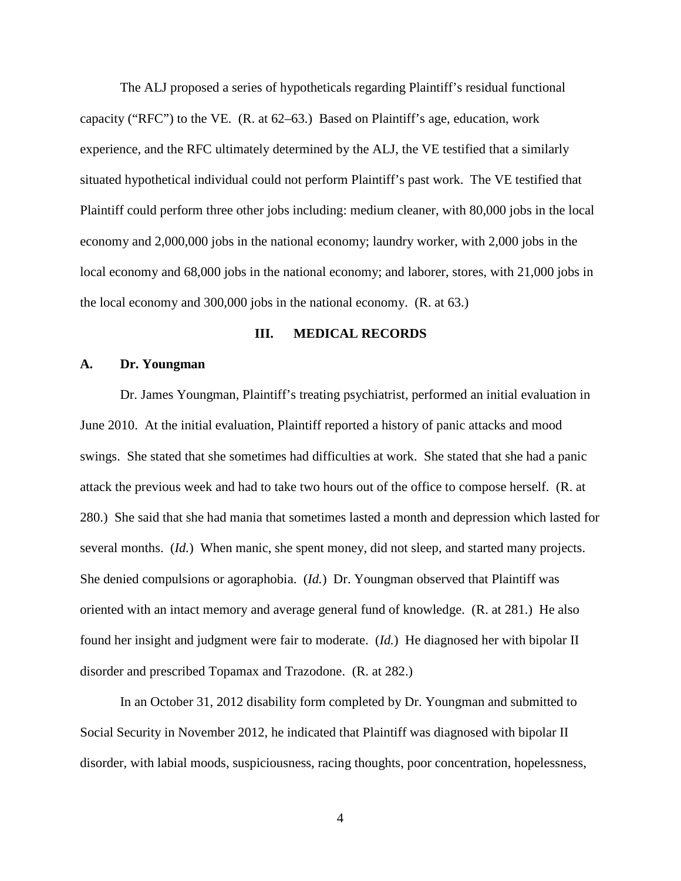The ALJ proposed a series of hypotheticals regarding Plaintiff's residual functional capacity ("RFC") to the VE. (R. at 62–63.) Based on Plaintiff's age, education, work experience, and the RFC ultimately determined by the ALJ, the VE testified that a similarly situated hypothetical individual could not perform Plaintiff's past work. The VE testified that Plaintiff could perform three other jobs including: medium cleaner, with 80,000 jobs in the local economy and 2,000,000 jobs in the national economy; laundry worker, with 2,000 jobs in the local economy and 68,000 jobs in the national economy; and laborer, stores, with 21,000 jobs in the local economy and 300,000 jobs in the national economy. (R. at 63.)

## III. MEDICAL RECORDS

### A. Dr. Youngman

Dr. James Youngman, Plaintiff's treating psychiatrist, performed an initial evaluation in June 2010. At the initial evaluation, Plaintiff reported a history of panic attacks and mood swings. She stated that she sometimes had difficulties at work. She stated that she had a panic attack the previous week and had to take two hours out of the office to compose herself. (R. at 280.) She said that she had mania that sometimes lasted a month and depression which lasted for several months. (*Id.*) When manic, she spent money, did not sleep, and started many projects. She denied compulsions or agoraphobia. (*Id.*) Dr. Youngman observed that Plaintiff was oriented with an intact memory and average general fund of knowledge. (R. at 281.) He also found her insight and judgment were fair to moderate. (*Id.*) He diagnosed her with bipolar II disorder and prescribed Topamax and Trazodone. (R. at 282.)

In an October 31, 2012 disability form completed by Dr. Youngman and submitted to Social Security in November 2012, he indicated that Plaintiff was diagnosed with bipolar II disorder, with labial moods, suspiciousness, racing thoughts, poor concentration, hopelessness,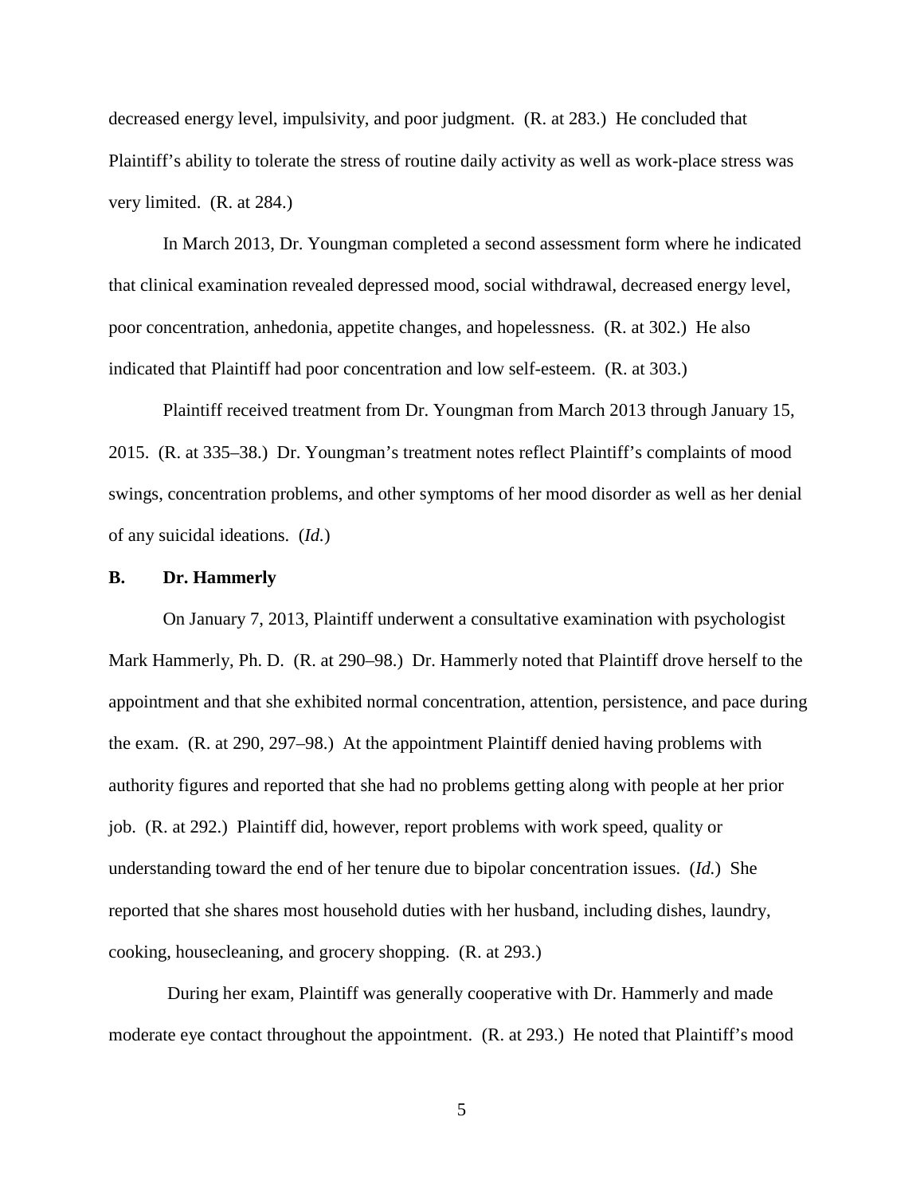decreased energy level, impulsivity, and poor judgment. (R. at 283.) He concluded that Plaintiff's ability to tolerate the stress of routine daily activity as well as work-place stress was very limited. (R. at 284.)

In March 2013, Dr. Youngman completed a second assessment form where he indicated that clinical examination revealed depressed mood, social withdrawal, decreased energy level, poor concentration, anhedonia, appetite changes, and hopelessness. (R. at 302.) He also indicated that Plaintiff had poor concentration and low self-esteem. (R. at 303.)

Plaintiff received treatment from Dr. Youngman from March 2013 through January 15, 2015. (R. at 335–38.) Dr. Youngman's treatment notes reflect Plaintiff's complaints of mood swings, concentration problems, and other symptoms of her mood disorder as well as her denial of any suicidal ideations. (*Id.*)

**B. Dr. Hammerly**

On January 7, 2013, Plaintiff underwent a consultative examination with psychologist Mark Hammerly, Ph. D. (R. at 290–98.) Dr. Hammerly noted that Plaintiff drove herself to the appointment and that she exhibited normal concentration, attention, persistence, and pace during the exam. (R. at 290, 297–98.) At the appointment Plaintiff denied having problems with authority figures and reported that she had no problems getting along with people at her prior job. (R. at 292.) Plaintiff did, however, report problems with work speed, quality or understanding toward the end of her tenure due to bipolar concentration issues. (*Id.*) She reported that she shares most household duties with her husband, including dishes, laundry, cooking, housecleaning, and grocery shopping. (R. at 293.)

During her exam, Plaintiff was generally cooperative with Dr. Hammerly and made moderate eye contact throughout the appointment. (R. at 293.) He noted that Plaintiff's mood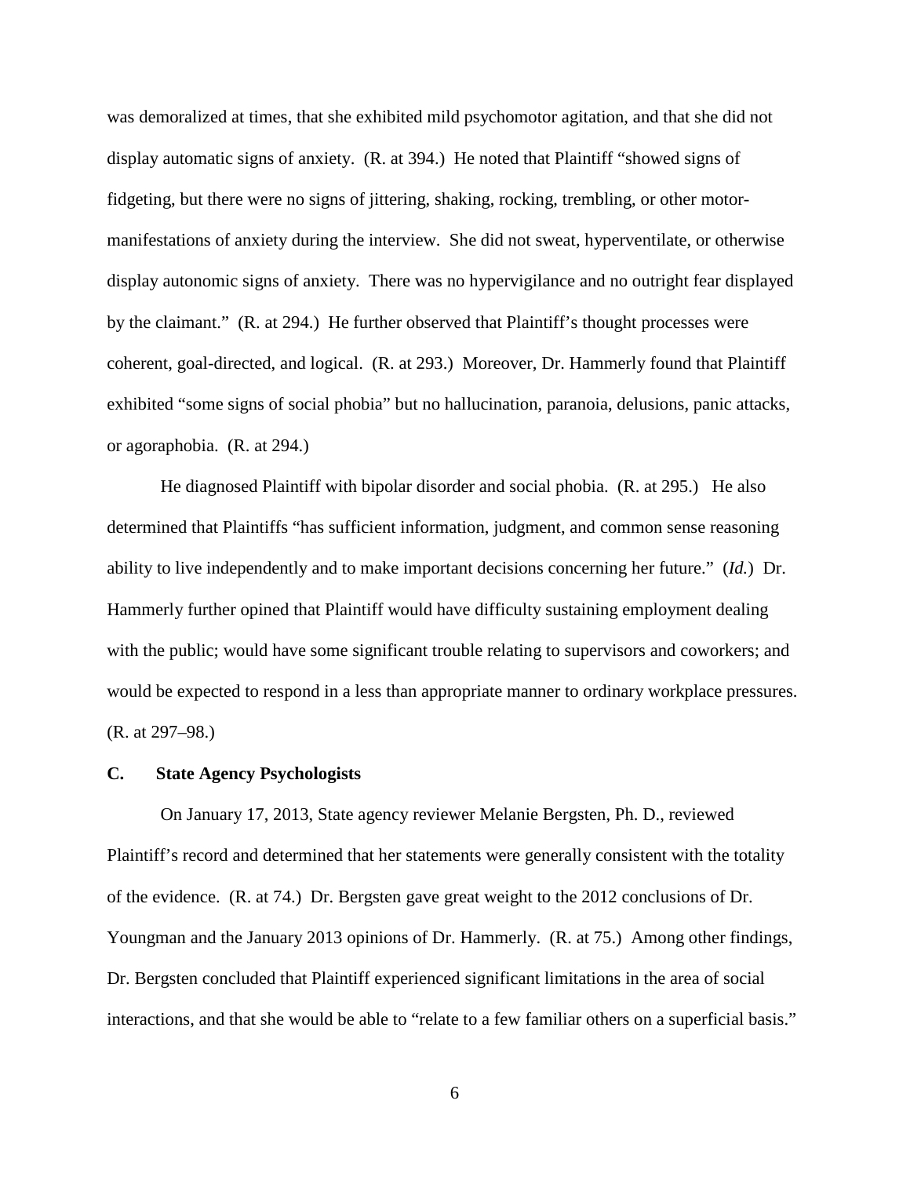was demoralized at times, that she exhibited mild psychomotor agitation, and that she did not display automatic signs of anxiety. (R. at 394.) He noted that Plaintiff "showed signs of fidgeting, but there were no signs of jittering, shaking, rocking, trembling, or other motor-manifestations of anxiety during the interview. She did not sweat, hyperventilate, or otherwise display autonomic signs of anxiety. There was no hypervigilance and no outright fear displayed by the claimant." (R. at 294.) He further observed that Plaintiff's thought processes were coherent, goal-directed, and logical. (R. at 293.) Moreover, Dr. Hammerly found that Plaintiff exhibited "some signs of social phobia" but no hallucination, paranoia, delusions, panic attacks, or agoraphobia. (R. at 294.)

He diagnosed Plaintiff with bipolar disorder and social phobia. (R. at 295.) He also determined that Plaintiffs "has sufficient information, judgment, and common sense reasoning ability to live independently and to make important decisions concerning her future." (*Id.*) Dr. Hammerly further opined that Plaintiff would have difficulty sustaining employment dealing with the public; would have some significant trouble relating to supervisors and coworkers; and would be expected to respond in a less than appropriate manner to ordinary workplace pressures. (R. at 297–98.)

### C. State Agency Psychologists

On January 17, 2013, State agency reviewer Melanie Bergsten, Ph. D., reviewed Plaintiff's record and determined that her statements were generally consistent with the totality of the evidence. (R. at 74.) Dr. Bergsten gave great weight to the 2012 conclusions of Dr. Youngman and the January 2013 opinions of Dr. Hammerly. (R. at 75.) Among other findings, Dr. Bergsten concluded that Plaintiff experienced significant limitations in the area of social interactions, and that she would be able to "relate to a few familiar others on a superficial basis."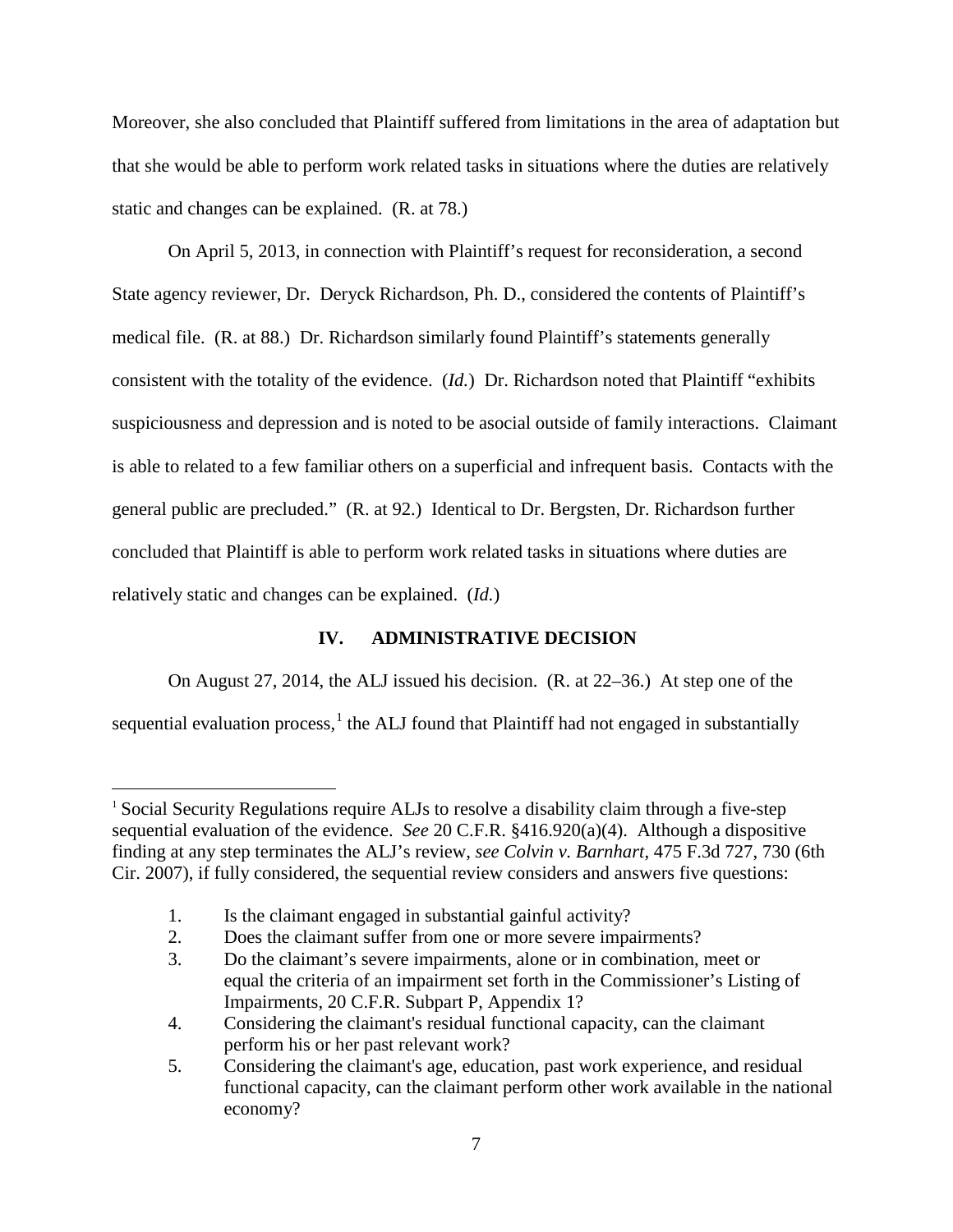Moreover, she also concluded that Plaintiff suffered from limitations in the area of adaptation but that she would be able to perform work related tasks in situations where the duties are relatively static and changes can be explained. (R. at 78.)

On April 5, 2013, in connection with Plaintiff's request for reconsideration, a second State agency reviewer, Dr. Deryck Richardson, Ph. D., considered the contents of Plaintiff's medical file. (R. at 88.) Dr. Richardson similarly found Plaintiff's statements generally consistent with the totality of the evidence. (*Id.*) Dr. Richardson noted that Plaintiff "exhibits suspiciousness and depression and is noted to be asocial outside of family interactions. Claimant is able to related to a few familiar others on a superficial and infrequent basis. Contacts with the general public are precluded." (R. at 92.) Identical to Dr. Bergsten, Dr. Richardson further concluded that Plaintiff is able to perform work related tasks in situations where duties are relatively static and changes can be explained. (*Id.*)

## IV. ADMINISTRATIVE DECISION

On August 27, 2014, the ALJ issued his decision. (R. at 22–36.) At step one of the sequential evaluation process,[1] the ALJ found that Plaintiff had not engaged in substantially

---

[1] Social Security Regulations require ALJs to resolve a disability claim through a five-step sequential evaluation of the evidence. *See* 20 C.F.R. §416.920(a)(4). Although a dispositive finding at any step terminates the ALJ's review, *see Colvin v. Barnhart*, 475 F.3d 727, 730 (6th Cir. 2007), if fully considered, the sequential review considers and answers five questions:

1. Is the claimant engaged in substantial gainful activity?
2. Does the claimant suffer from one or more severe impairments?
3. Do the claimant's severe impairments, alone or in combination, meet or equal the criteria of an impairment set forth in the Commissioner's Listing of Impairments, 20 C.F.R. Subpart P, Appendix 1?
4. Considering the claimant's residual functional capacity, can the claimant perform his or her past relevant work?
5. Considering the claimant's age, education, past work experience, and residual functional capacity, can the claimant perform other work available in the national economy?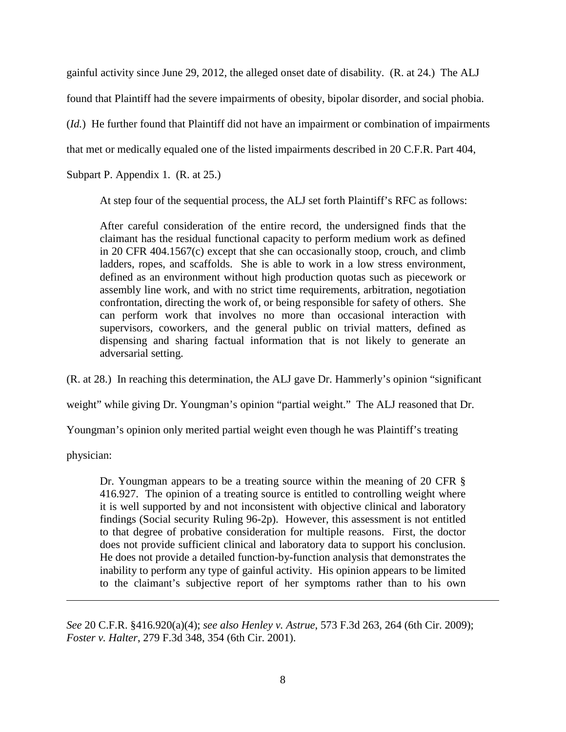gainful activity since June 29, 2012, the alleged onset date of disability. (R. at 24.) The ALJ found that Plaintiff had the severe impairments of obesity, bipolar disorder, and social phobia. (*Id.*) He further found that Plaintiff did not have an impairment or combination of impairments that met or medically equaled one of the listed impairments described in 20 C.F.R. Part 404, Subpart P. Appendix 1. (R. at 25.)

At step four of the sequential process, the ALJ set forth Plaintiff's RFC as follows:

> After careful consideration of the entire record, the undersigned finds that the claimant has the residual functional capacity to perform medium work as defined in 20 CFR 404.1567(c) except that she can occasionally stoop, crouch, and climb ladders, ropes, and scaffolds. She is able to work in a low stress environment, defined as an environment without high production quotas such as piecework or assembly line work, and with no strict time requirements, arbitration, negotiation confrontation, directing the work of, or being responsible for safety of others. She can perform work that involves no more than occasional interaction with supervisors, coworkers, and the general public on trivial matters, defined as dispensing and sharing factual information that is not likely to generate an adversarial setting.

(R. at 28.) In reaching this determination, the ALJ gave Dr. Hammerly's opinion "significant weight" while giving Dr. Youngman's opinion "partial weight." The ALJ reasoned that Dr. Youngman's opinion only merited partial weight even though he was Plaintiff's treating physician:

> Dr. Youngman appears to be a treating source within the meaning of 20 CFR § 416.927. The opinion of a treating source is entitled to controlling weight where it is well supported by and not inconsistent with objective clinical and laboratory findings (Social security Ruling 96-2p). However, this assessment is not entitled to that degree of probative consideration for multiple reasons. First, the doctor does not provide sufficient clinical and laboratory data to support his conclusion. He does not provide a detailed function-by-function analysis that demonstrates the inability to perform any type of gainful activity. His opinion appears to be limited to the claimant's subjective report of her symptoms rather than to his own

---

*See* 20 C.F.R. §416.920(a)(4); *see also Henley v. Astrue*, 573 F.3d 263, 264 (6th Cir. 2009); *Foster v. Halter*, 279 F.3d 348, 354 (6th Cir. 2001).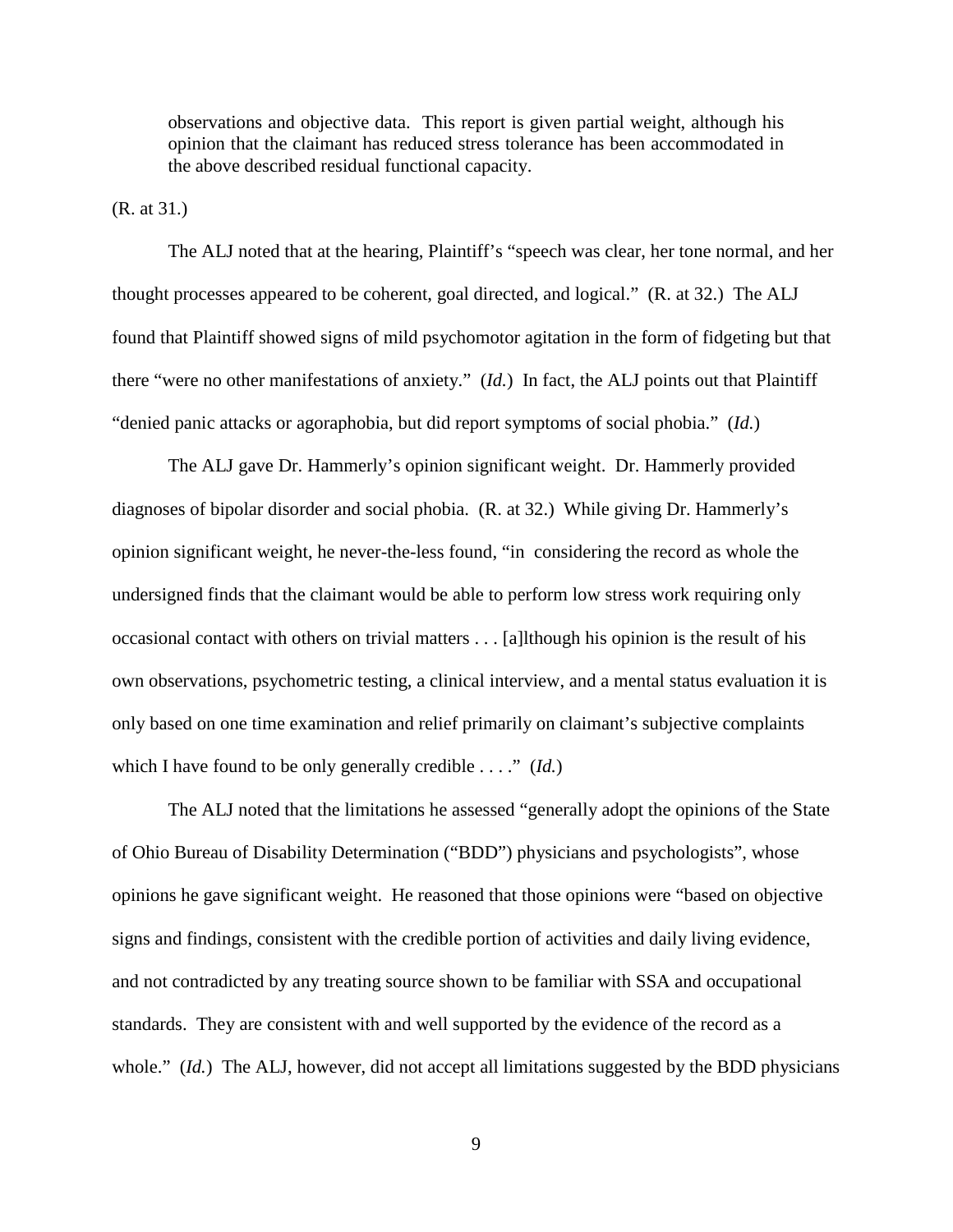> observations and objective data. This report is given partial weight, although his opinion that the claimant has reduced stress tolerance has been accommodated in the above described residual functional capacity.

(R. at 31.)

The ALJ noted that at the hearing, Plaintiff's "speech was clear, her tone normal, and her thought processes appeared to be coherent, goal directed, and logical." (R. at 32.) The ALJ found that Plaintiff showed signs of mild psychomotor agitation in the form of fidgeting but that there "were no other manifestations of anxiety." (*Id.*) In fact, the ALJ points out that Plaintiff "denied panic attacks or agoraphobia, but did report symptoms of social phobia." (*Id.*)

The ALJ gave Dr. Hammerly's opinion significant weight. Dr. Hammerly provided diagnoses of bipolar disorder and social phobia. (R. at 32.) While giving Dr. Hammerly's opinion significant weight, he never-the-less found, "in considering the record as whole the undersigned finds that the claimant would be able to perform low stress work requiring only occasional contact with others on trivial matters . . . [a]lthough his opinion is the result of his own observations, psychometric testing, a clinical interview, and a mental status evaluation it is only based on one time examination and relief primarily on claimant's subjective complaints which I have found to be only generally credible . . . ." (*Id.*)

The ALJ noted that the limitations he assessed "generally adopt the opinions of the State of Ohio Bureau of Disability Determination ("BDD") physicians and psychologists", whose opinions he gave significant weight. He reasoned that those opinions were "based on objective signs and findings, consistent with the credible portion of activities and daily living evidence, and not contradicted by any treating source shown to be familiar with SSA and occupational standards. They are consistent with and well supported by the evidence of the record as a whole." (*Id.*) The ALJ, however, did not accept all limitations suggested by the BDD physicians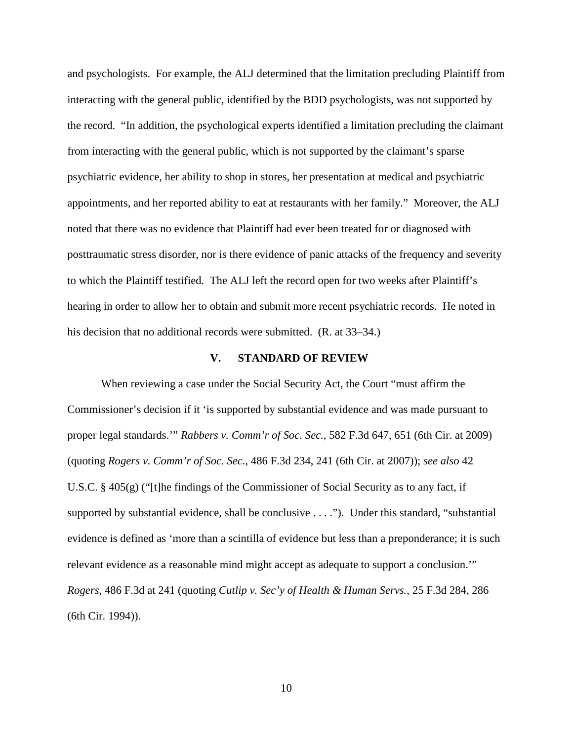and psychologists. For example, the ALJ determined that the limitation precluding Plaintiff from interacting with the general public, identified by the BDD psychologists, was not supported by the record. "In addition, the psychological experts identified a limitation precluding the claimant from interacting with the general public, which is not supported by the claimant's sparse psychiatric evidence, her ability to shop in stores, her presentation at medical and psychiatric appointments, and her reported ability to eat at restaurants with her family." Moreover, the ALJ noted that there was no evidence that Plaintiff had ever been treated for or diagnosed with posttraumatic stress disorder, nor is there evidence of panic attacks of the frequency and severity to which the Plaintiff testified. The ALJ left the record open for two weeks after Plaintiff's hearing in order to allow her to obtain and submit more recent psychiatric records. He noted in his decision that no additional records were submitted. (R. at 33–34.)

## V. STANDARD OF REVIEW

When reviewing a case under the Social Security Act, the Court "must affirm the Commissioner's decision if it 'is supported by substantial evidence and was made pursuant to proper legal standards.'" *Rabbers v. Comm'r of Soc. Sec.*, 582 F.3d 647, 651 (6th Cir. at 2009) (quoting *Rogers v. Comm'r of Soc. Sec.*, 486 F.3d 234, 241 (6th Cir. at 2007)); *see also* 42 U.S.C. § 405(g) ("[t]he findings of the Commissioner of Social Security as to any fact, if supported by substantial evidence, shall be conclusive . . . ."). Under this standard, "substantial evidence is defined as 'more than a scintilla of evidence but less than a preponderance; it is such relevant evidence as a reasonable mind might accept as adequate to support a conclusion.'" *Rogers*, 486 F.3d at 241 (quoting *Cutlip v. Sec'y of Health & Human Servs.*, 25 F.3d 284, 286 (6th Cir. 1994)).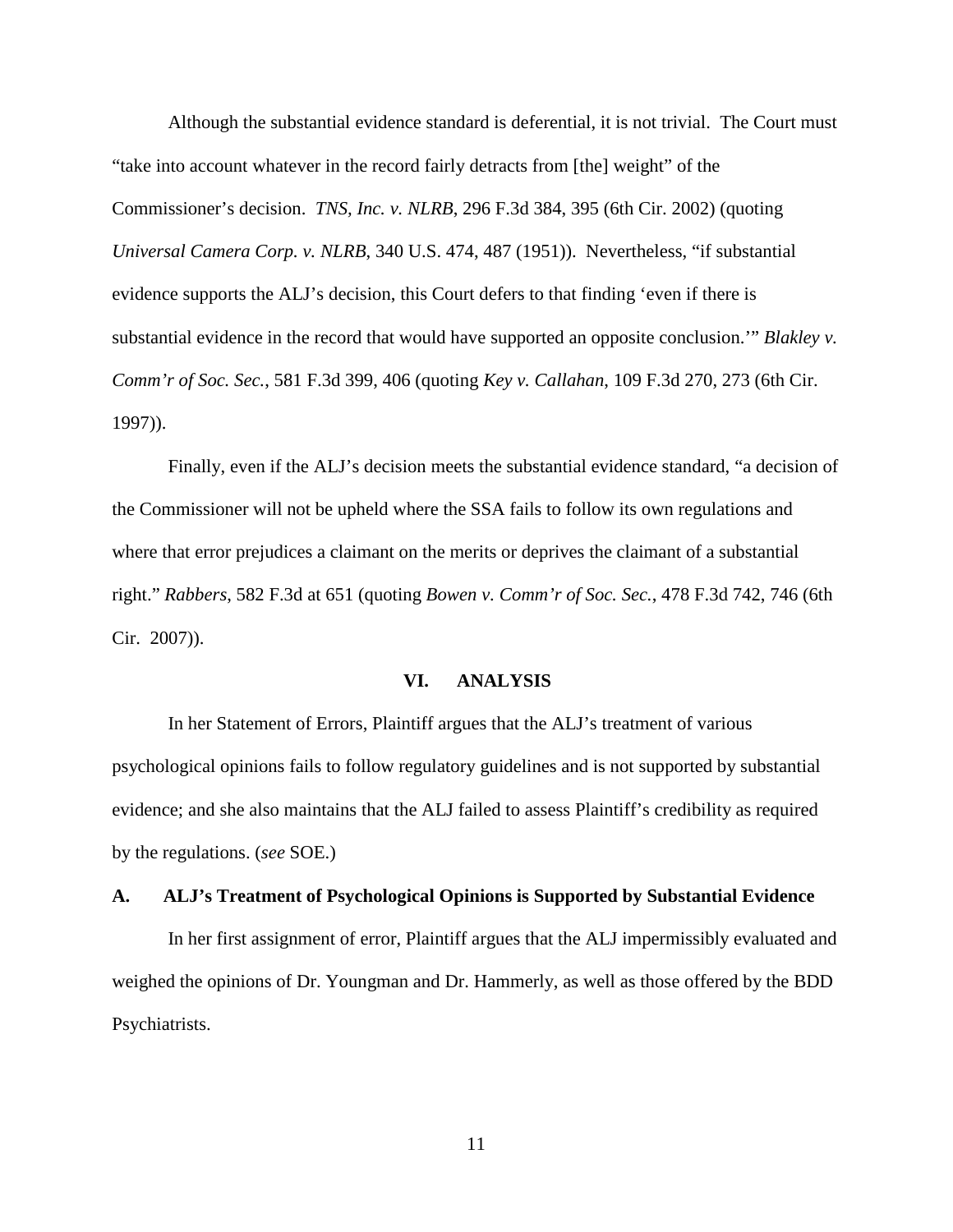Although the substantial evidence standard is deferential, it is not trivial. The Court must "take into account whatever in the record fairly detracts from [the] weight" of the Commissioner's decision. *TNS, Inc. v. NLRB*, 296 F.3d 384, 395 (6th Cir. 2002) (quoting *Universal Camera Corp. v. NLRB*, 340 U.S. 474, 487 (1951)). Nevertheless, "if substantial evidence supports the ALJ's decision, this Court defers to that finding 'even if there is substantial evidence in the record that would have supported an opposite conclusion.'" *Blakley v. Comm'r of Soc. Sec.*, 581 F.3d 399, 406 (quoting *Key v. Callahan*, 109 F.3d 270, 273 (6th Cir. 1997)).

Finally, even if the ALJ's decision meets the substantial evidence standard, "a decision of the Commissioner will not be upheld where the SSA fails to follow its own regulations and where that error prejudices a claimant on the merits or deprives the claimant of a substantial right." *Rabbers*, 582 F.3d at 651 (quoting *Bowen v. Comm'r of Soc. Sec.*, 478 F.3d 742, 746 (6th Cir. 2007)).

## VI. ANALYSIS

In her Statement of Errors, Plaintiff argues that the ALJ's treatment of various psychological opinions fails to follow regulatory guidelines and is not supported by substantial evidence; and she also maintains that the ALJ failed to assess Plaintiff's credibility as required by the regulations. (*see* SOE.)

### A. ALJ's Treatment of Psychological Opinions is Supported by Substantial Evidence

In her first assignment of error, Plaintiff argues that the ALJ impermissibly evaluated and weighed the opinions of Dr. Youngman and Dr. Hammerly, as well as those offered by the BDD Psychiatrists.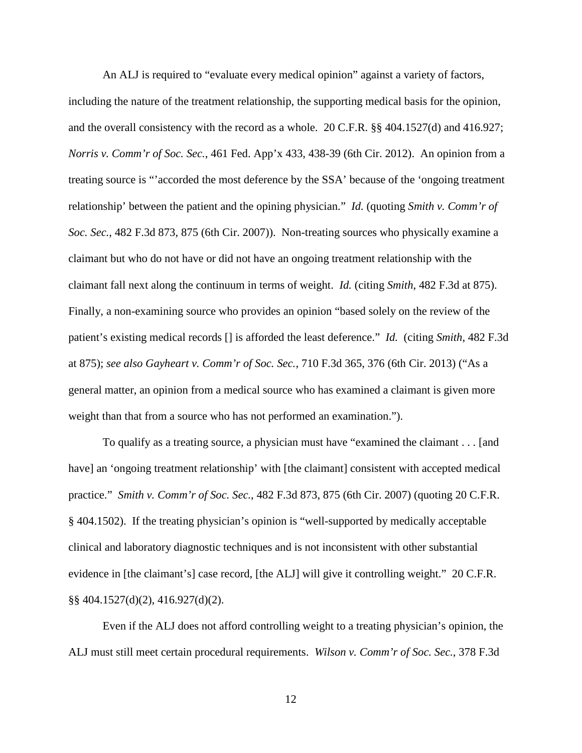An ALJ is required to "evaluate every medical opinion" against a variety of factors, including the nature of the treatment relationship, the supporting medical basis for the opinion, and the overall consistency with the record as a whole. 20 C.F.R. §§ 404.1527(d) and 416.927; *Norris v. Comm'r of Soc. Sec.*, 461 Fed. App'x 433, 438-39 (6th Cir. 2012). An opinion from a treating source is "'accorded the most deference by the SSA' because of the 'ongoing treatment relationship' between the patient and the opining physician." *Id.* (quoting *Smith v. Comm'r of Soc. Sec.*, 482 F.3d 873, 875 (6th Cir. 2007)). Non-treating sources who physically examine a claimant but who do not have or did not have an ongoing treatment relationship with the claimant fall next along the continuum in terms of weight. *Id.* (citing *Smith*, 482 F.3d at 875). Finally, a non-examining source who provides an opinion "based solely on the review of the patient's existing medical records [] is afforded the least deference." *Id.* (citing *Smith*, 482 F.3d at 875); *see also Gayheart v. Comm'r of Soc. Sec.*, 710 F.3d 365, 376 (6th Cir. 2013) ("As a general matter, an opinion from a medical source who has examined a claimant is given more weight than that from a source who has not performed an examination.").

To qualify as a treating source, a physician must have "examined the claimant . . . [and have] an 'ongoing treatment relationship' with [the claimant] consistent with accepted medical practice." *Smith v. Comm'r of Soc. Sec.*, 482 F.3d 873, 875 (6th Cir. 2007) (quoting 20 C.F.R. § 404.1502). If the treating physician's opinion is "well-supported by medically acceptable clinical and laboratory diagnostic techniques and is not inconsistent with other substantial evidence in [the claimant's] case record, [the ALJ] will give it controlling weight." 20 C.F.R. §§ 404.1527(d)(2), 416.927(d)(2).

Even if the ALJ does not afford controlling weight to a treating physician's opinion, the ALJ must still meet certain procedural requirements. *Wilson v. Comm'r of Soc. Sec.*, 378 F.3d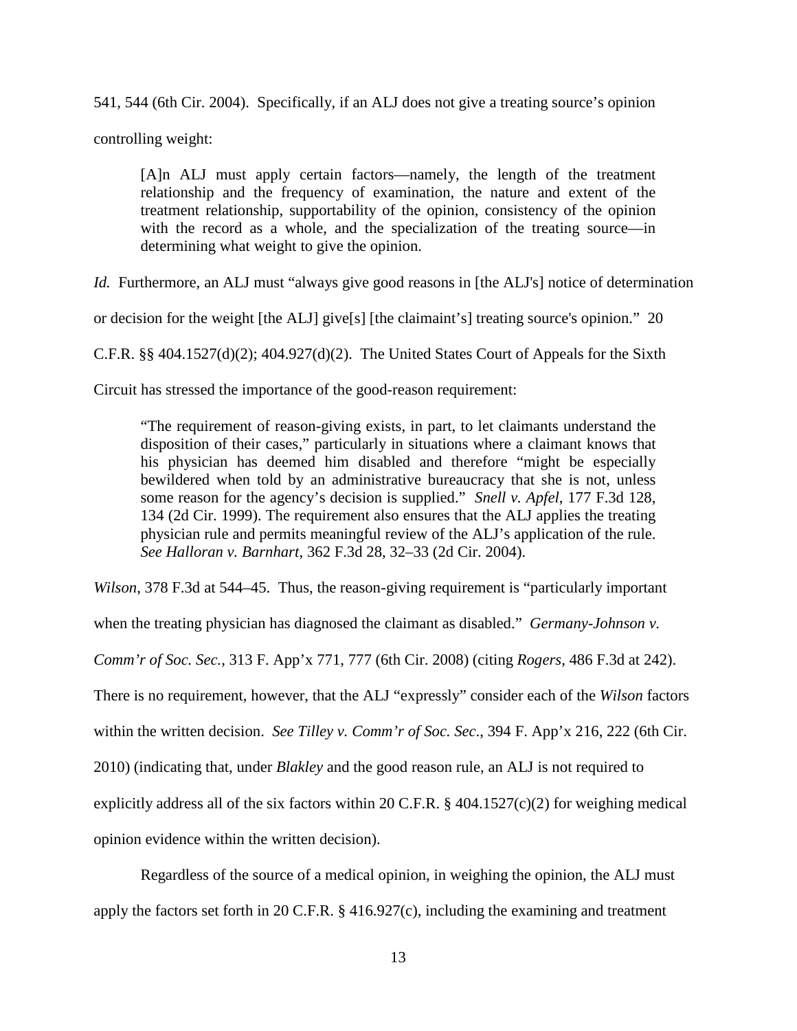541, 544 (6th Cir. 2004). Specifically, if an ALJ does not give a treating source's opinion controlling weight:

> [A]n ALJ must apply certain factors—namely, the length of the treatment relationship and the frequency of examination, the nature and extent of the treatment relationship, supportability of the opinion, consistency of the opinion with the record as a whole, and the specialization of the treating source—in determining what weight to give the opinion.

*Id.* Furthermore, an ALJ must "always give good reasons in [the ALJ's] notice of determination or decision for the weight [the ALJ] give[s] [the claimaint's] treating source's opinion." 20 C.F.R. §§ 404.1527(d)(2); 404.927(d)(2). The United States Court of Appeals for the Sixth Circuit has stressed the importance of the good-reason requirement:

> "The requirement of reason-giving exists, in part, to let claimants understand the disposition of their cases," particularly in situations where a claimant knows that his physician has deemed him disabled and therefore "might be especially bewildered when told by an administrative bureaucracy that she is not, unless some reason for the agency's decision is supplied." *Snell v. Apfel*, 177 F.3d 128, 134 (2d Cir. 1999). The requirement also ensures that the ALJ applies the treating physician rule and permits meaningful review of the ALJ's application of the rule. *See Halloran v. Barnhart*, 362 F.3d 28, 32–33 (2d Cir. 2004).

*Wilson*, 378 F.3d at 544–45. Thus, the reason-giving requirement is "particularly important when the treating physician has diagnosed the claimant as disabled." *Germany-Johnson v. Comm'r of Soc. Sec.*, 313 F. App'x 771, 777 (6th Cir. 2008) (citing *Rogers*, 486 F.3d at 242). There is no requirement, however, that the ALJ "expressly" consider each of the *Wilson* factors within the written decision. *See Tilley v. Comm'r of Soc. Sec*., 394 F. App'x 216, 222 (6th Cir. 2010) (indicating that, under *Blakley* and the good reason rule, an ALJ is not required to explicitly address all of the six factors within 20 C.F.R. § 404.1527(c)(2) for weighing medical opinion evidence within the written decision).

Regardless of the source of a medical opinion, in weighing the opinion, the ALJ must apply the factors set forth in 20 C.F.R. § 416.927(c), including the examining and treatment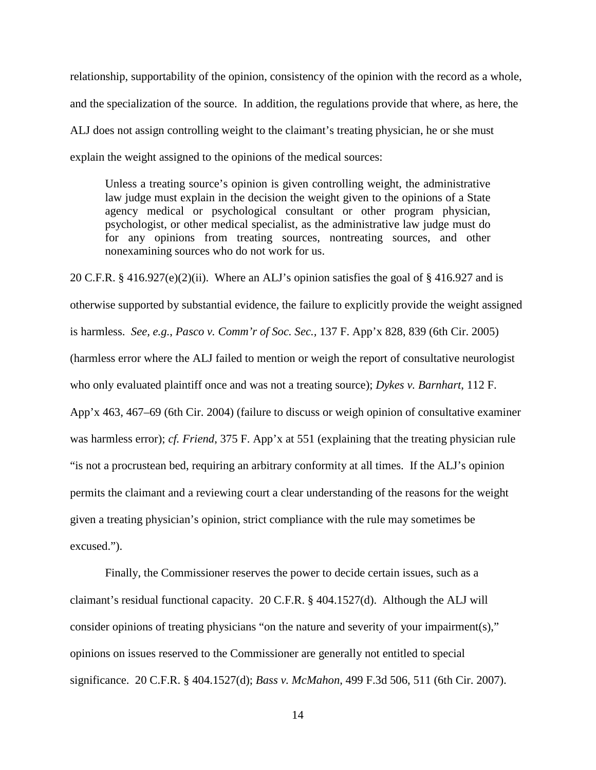relationship, supportability of the opinion, consistency of the opinion with the record as a whole, and the specialization of the source. In addition, the regulations provide that where, as here, the ALJ does not assign controlling weight to the claimant's treating physician, he or she must explain the weight assigned to the opinions of the medical sources:

> Unless a treating source's opinion is given controlling weight, the administrative law judge must explain in the decision the weight given to the opinions of a State agency medical or psychological consultant or other program physician, psychologist, or other medical specialist, as the administrative law judge must do for any opinions from treating sources, nontreating sources, and other nonexamining sources who do not work for us.

20 C.F.R. § 416.927(e)(2)(ii). Where an ALJ's opinion satisfies the goal of § 416.927 and is otherwise supported by substantial evidence, the failure to explicitly provide the weight assigned is harmless. *See, e.g.*, *Pasco v. Comm'r of Soc. Sec.*, 137 F. App'x 828, 839 (6th Cir. 2005) (harmless error where the ALJ failed to mention or weigh the report of consultative neurologist who only evaluated plaintiff once and was not a treating source); *Dykes v. Barnhart*, 112 F. App'x 463, 467–69 (6th Cir. 2004) (failure to discuss or weigh opinion of consultative examiner was harmless error); *cf. Friend*, 375 F. App'x at 551 (explaining that the treating physician rule "is not a procrustean bed, requiring an arbitrary conformity at all times. If the ALJ's opinion permits the claimant and a reviewing court a clear understanding of the reasons for the weight given a treating physician's opinion, strict compliance with the rule may sometimes be excused.").

Finally, the Commissioner reserves the power to decide certain issues, such as a claimant's residual functional capacity. 20 C.F.R. § 404.1527(d). Although the ALJ will consider opinions of treating physicians "on the nature and severity of your impairment(s)," opinions on issues reserved to the Commissioner are generally not entitled to special significance. 20 C.F.R. § 404.1527(d); *Bass v. McMahon*, 499 F.3d 506, 511 (6th Cir. 2007).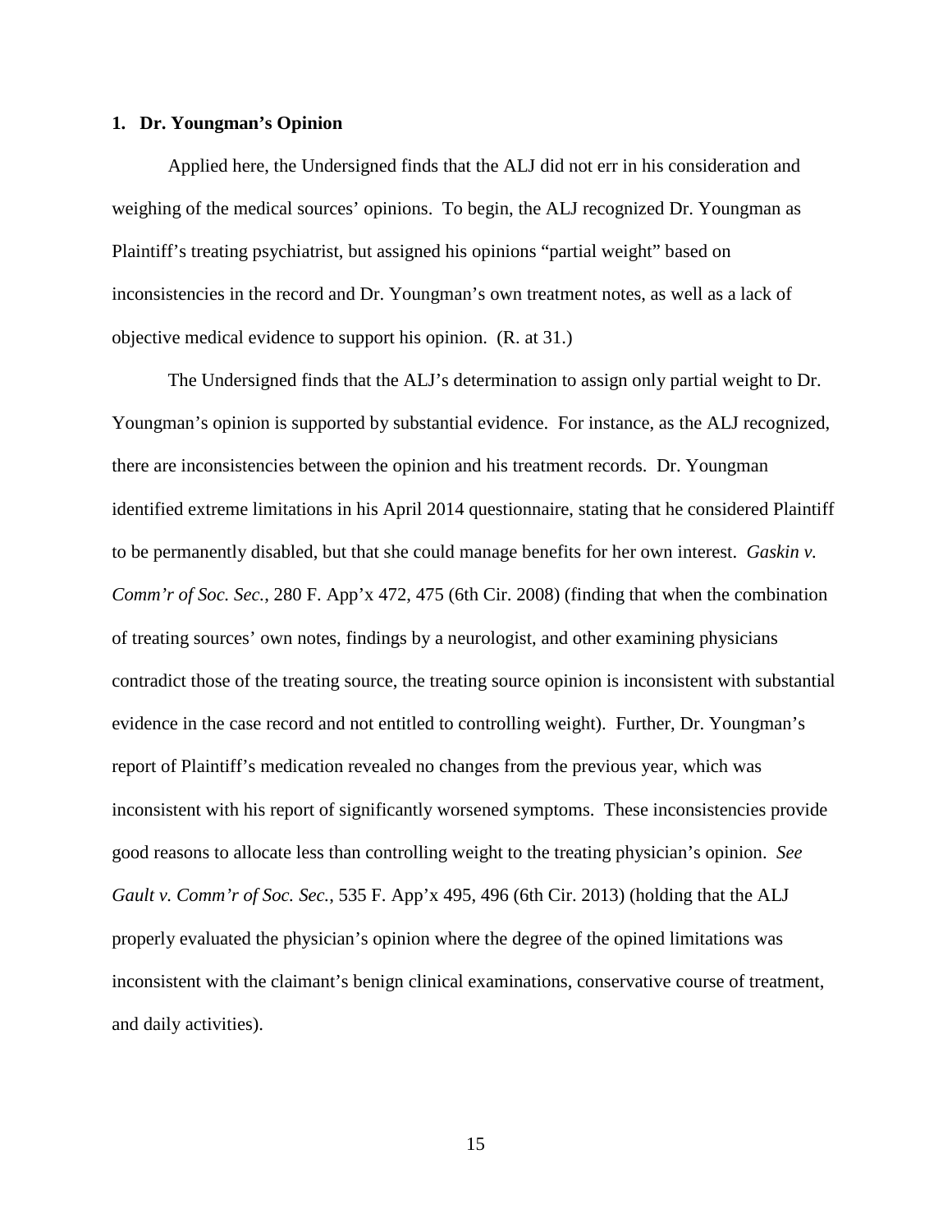### 1. Dr. Youngman's Opinion

Applied here, the Undersigned finds that the ALJ did not err in his consideration and weighing of the medical sources' opinions. To begin, the ALJ recognized Dr. Youngman as Plaintiff's treating psychiatrist, but assigned his opinions "partial weight" based on inconsistencies in the record and Dr. Youngman's own treatment notes, as well as a lack of objective medical evidence to support his opinion. (R. at 31.)

The Undersigned finds that the ALJ's determination to assign only partial weight to Dr. Youngman's opinion is supported by substantial evidence. For instance, as the ALJ recognized, there are inconsistencies between the opinion and his treatment records. Dr. Youngman identified extreme limitations in his April 2014 questionnaire, stating that he considered Plaintiff to be permanently disabled, but that she could manage benefits for her own interest. *Gaskin v. Comm'r of Soc. Sec.*, 280 F. App'x 472, 475 (6th Cir. 2008) (finding that when the combination of treating sources' own notes, findings by a neurologist, and other examining physicians contradict those of the treating source, the treating source opinion is inconsistent with substantial evidence in the case record and not entitled to controlling weight). Further, Dr. Youngman's report of Plaintiff's medication revealed no changes from the previous year, which was inconsistent with his report of significantly worsened symptoms. These inconsistencies provide good reasons to allocate less than controlling weight to the treating physician's opinion. *See Gault v. Comm'r of Soc. Sec.*, 535 F. App'x 495, 496 (6th Cir. 2013) (holding that the ALJ properly evaluated the physician's opinion where the degree of the opined limitations was inconsistent with the claimant's benign clinical examinations, conservative course of treatment, and daily activities).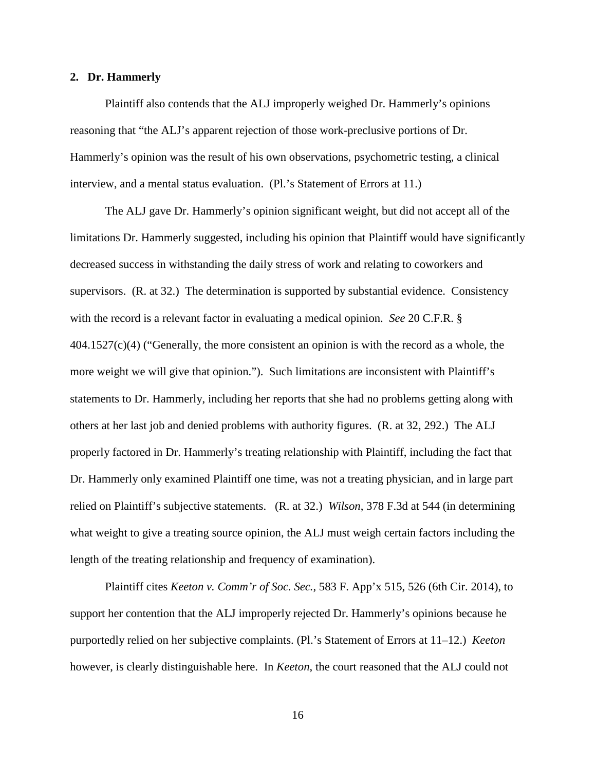## 2. Dr. Hammerly

Plaintiff also contends that the ALJ improperly weighed Dr. Hammerly's opinions reasoning that "the ALJ's apparent rejection of those work-preclusive portions of Dr. Hammerly's opinion was the result of his own observations, psychometric testing, a clinical interview, and a mental status evaluation. (Pl.'s Statement of Errors at 11.)

The ALJ gave Dr. Hammerly's opinion significant weight, but did not accept all of the limitations Dr. Hammerly suggested, including his opinion that Plaintiff would have significantly decreased success in withstanding the daily stress of work and relating to coworkers and supervisors. (R. at 32.) The determination is supported by substantial evidence. Consistency with the record is a relevant factor in evaluating a medical opinion. *See* 20 C.F.R. § 404.1527(c)(4) ("Generally, the more consistent an opinion is with the record as a whole, the more weight we will give that opinion."). Such limitations are inconsistent with Plaintiff's statements to Dr. Hammerly, including her reports that she had no problems getting along with others at her last job and denied problems with authority figures. (R. at 32, 292.) The ALJ properly factored in Dr. Hammerly's treating relationship with Plaintiff, including the fact that Dr. Hammerly only examined Plaintiff one time, was not a treating physician, and in large part relied on Plaintiff's subjective statements. (R. at 32.) *Wilson*, 378 F.3d at 544 (in determining what weight to give a treating source opinion, the ALJ must weigh certain factors including the length of the treating relationship and frequency of examination).

Plaintiff cites *Keeton v. Comm'r of Soc. Sec.*, 583 F. App'x 515, 526 (6th Cir. 2014), to support her contention that the ALJ improperly rejected Dr. Hammerly's opinions because he purportedly relied on her subjective complaints. (Pl.'s Statement of Errors at 11–12.) *Keeton* however, is clearly distinguishable here. In *Keeton*, the court reasoned that the ALJ could not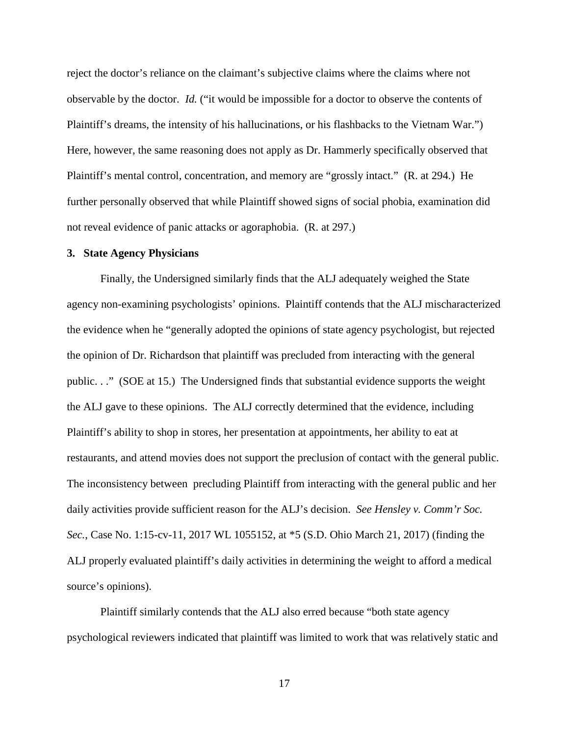reject the doctor's reliance on the claimant's subjective claims where the claims where not observable by the doctor. *Id.* ("it would be impossible for a doctor to observe the contents of Plaintiff's dreams, the intensity of his hallucinations, or his flashbacks to the Vietnam War.") Here, however, the same reasoning does not apply as Dr. Hammerly specifically observed that Plaintiff's mental control, concentration, and memory are "grossly intact." (R. at 294.) He further personally observed that while Plaintiff showed signs of social phobia, examination did not reveal evidence of panic attacks or agoraphobia. (R. at 297.)

**3. State Agency Physicians**

Finally, the Undersigned similarly finds that the ALJ adequately weighed the State agency non-examining psychologists' opinions. Plaintiff contends that the ALJ mischaracterized the evidence when he "generally adopted the opinions of state agency psychologist, but rejected the opinion of Dr. Richardson that plaintiff was precluded from interacting with the general public. . ." (SOE at 15.) The Undersigned finds that substantial evidence supports the weight the ALJ gave to these opinions. The ALJ correctly determined that the evidence, including Plaintiff's ability to shop in stores, her presentation at appointments, her ability to eat at restaurants, and attend movies does not support the preclusion of contact with the general public. The inconsistency between precluding Plaintiff from interacting with the general public and her daily activities provide sufficient reason for the ALJ's decision. *See Hensley v. Comm'r Soc. Sec.*, Case No. 1:15-cv-11, 2017 WL 1055152, at *5 (S.D. Ohio March 21, 2017) (finding the ALJ properly evaluated plaintiff's daily activities in determining the weight to afford a medical source's opinions).

Plaintiff similarly contends that the ALJ also erred because "both state agency psychological reviewers indicated that plaintiff was limited to work that was relatively static and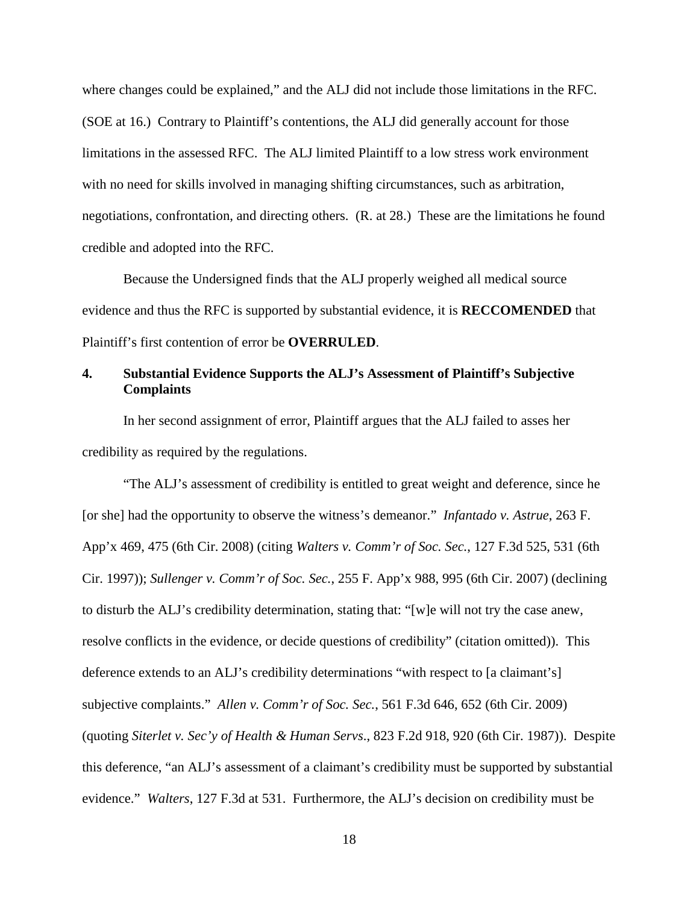where changes could be explained," and the ALJ did not include those limitations in the RFC. (SOE at 16.) Contrary to Plaintiff's contentions, the ALJ did generally account for those limitations in the assessed RFC. The ALJ limited Plaintiff to a low stress work environment with no need for skills involved in managing shifting circumstances, such as arbitration, negotiations, confrontation, and directing others. (R. at 28.) These are the limitations he found credible and adopted into the RFC.

Because the Undersigned finds that the ALJ properly weighed all medical source evidence and thus the RFC is supported by substantial evidence, it is **RECCOMENDED** that Plaintiff's first contention of error be **OVERRULED**.

### 4. Substantial Evidence Supports the ALJ's Assessment of Plaintiff's Subjective Complaints

In her second assignment of error, Plaintiff argues that the ALJ failed to asses her credibility as required by the regulations.

"The ALJ's assessment of credibility is entitled to great weight and deference, since he [or she] had the opportunity to observe the witness's demeanor." *Infantado v. Astrue*, 263 F. App'x 469, 475 (6th Cir. 2008) (citing *Walters v. Comm'r of Soc. Sec.*, 127 F.3d 525, 531 (6th Cir. 1997)); *Sullenger v. Comm'r of Soc. Sec.*, 255 F. App'x 988, 995 (6th Cir. 2007) (declining to disturb the ALJ's credibility determination, stating that: "[w]e will not try the case anew, resolve conflicts in the evidence, or decide questions of credibility" (citation omitted)). This deference extends to an ALJ's credibility determinations "with respect to [a claimant's] subjective complaints." *Allen v. Comm'r of Soc. Sec.*, 561 F.3d 646, 652 (6th Cir. 2009) (quoting *Siterlet v. Sec'y of Health & Human Servs*., 823 F.2d 918, 920 (6th Cir. 1987)). Despite this deference, "an ALJ's assessment of a claimant's credibility must be supported by substantial evidence." *Walters*, 127 F.3d at 531. Furthermore, the ALJ's decision on credibility must be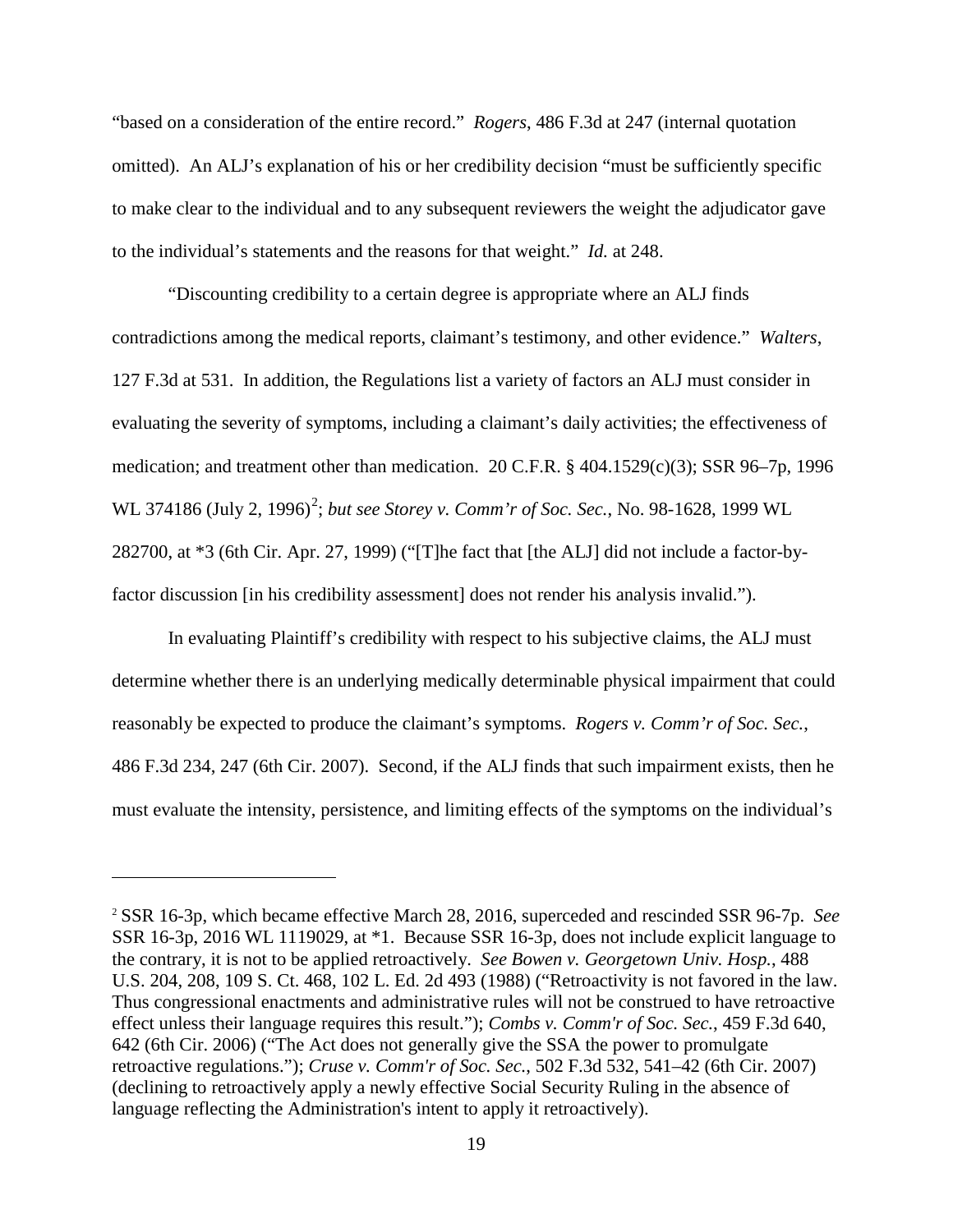"based on a consideration of the entire record." *Rogers*, 486 F.3d at 247 (internal quotation omitted). An ALJ's explanation of his or her credibility decision "must be sufficiently specific to make clear to the individual and to any subsequent reviewers the weight the adjudicator gave to the individual's statements and the reasons for that weight." *Id.* at 248.

"Discounting credibility to a certain degree is appropriate where an ALJ finds contradictions among the medical reports, claimant's testimony, and other evidence." *Walters*, 127 F.3d at 531. In addition, the Regulations list a variety of factors an ALJ must consider in evaluating the severity of symptoms, including a claimant's daily activities; the effectiveness of medication; and treatment other than medication. 20 C.F.R. § 404.1529(c)(3); SSR 96–7p, 1996 WL 374186 (July 2, 1996)[2]; *but see Storey v. Comm'r of Soc. Sec.*, No. 98-1628, 1999 WL 282700, at *3 (6th Cir. Apr. 27, 1999) ("[T]he fact that [the ALJ] did not include a factor-by-factor discussion [in his credibility assessment] does not render his analysis invalid.").

In evaluating Plaintiff's credibility with respect to his subjective claims, the ALJ must determine whether there is an underlying medically determinable physical impairment that could reasonably be expected to produce the claimant's symptoms. *Rogers v. Comm'r of Soc. Sec.*, 486 F.3d 234, 247 (6th Cir. 2007). Second, if the ALJ finds that such impairment exists, then he must evaluate the intensity, persistence, and limiting effects of the symptoms on the individual's

---

[2] SSR 16-3p, which became effective March 28, 2016, superceded and rescinded SSR 96-7p. *See* SSR 16-3p, 2016 WL 1119029, at *1. Because SSR 16-3p, does not include explicit language to the contrary, it is not to be applied retroactively. *See Bowen v. Georgetown Univ. Hosp.*, 488 U.S. 204, 208, 109 S. Ct. 468, 102 L. Ed. 2d 493 (1988) ("Retroactivity is not favored in the law. Thus congressional enactments and administrative rules will not be construed to have retroactive effect unless their language requires this result."); *Combs v. Comm'r of Soc. Sec.*, 459 F.3d 640, 642 (6th Cir. 2006) ("The Act does not generally give the SSA the power to promulgate retroactive regulations."); *Cruse v. Comm'r of Soc. Sec.*, 502 F.3d 532, 541–42 (6th Cir. 2007) (declining to retroactively apply a newly effective Social Security Ruling in the absence of language reflecting the Administration's intent to apply it retroactively).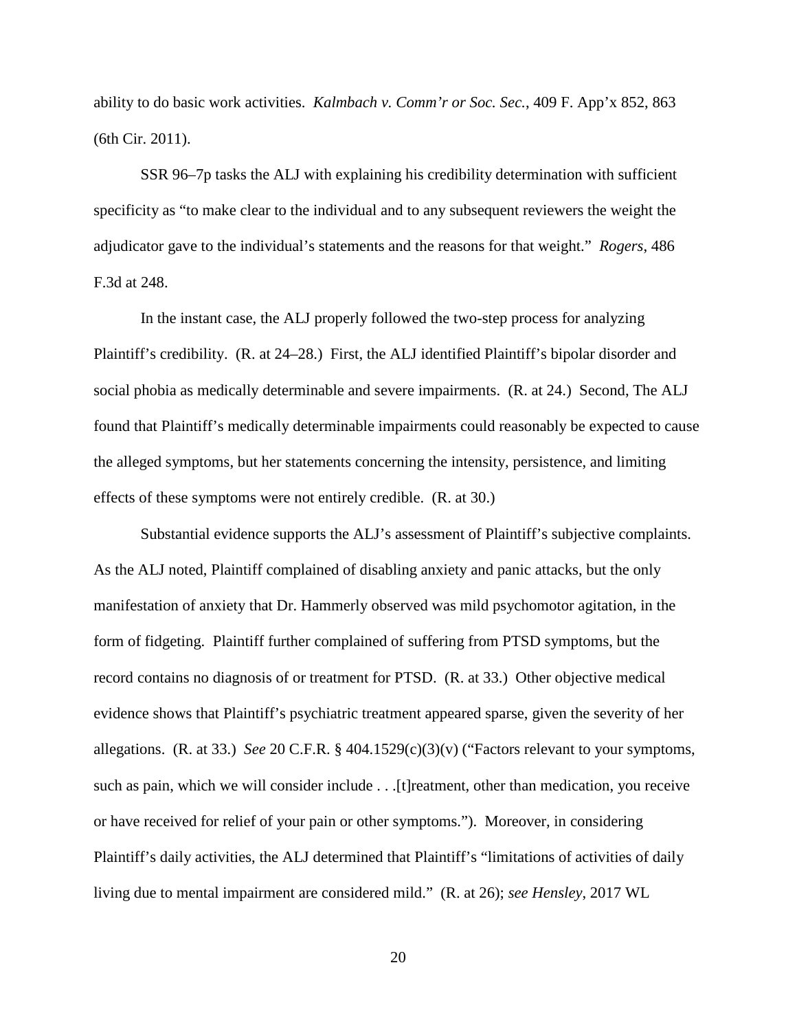ability to do basic work activities. *Kalmbach v. Comm'r or Soc. Sec.*, 409 F. App'x 852, 863 (6th Cir. 2011).

SSR 96–7p tasks the ALJ with explaining his credibility determination with sufficient specificity as "to make clear to the individual and to any subsequent reviewers the weight the adjudicator gave to the individual's statements and the reasons for that weight." *Rogers*, 486 F.3d at 248.

In the instant case, the ALJ properly followed the two-step process for analyzing Plaintiff's credibility. (R. at 24–28.) First, the ALJ identified Plaintiff's bipolar disorder and social phobia as medically determinable and severe impairments. (R. at 24.) Second, The ALJ found that Plaintiff's medically determinable impairments could reasonably be expected to cause the alleged symptoms, but her statements concerning the intensity, persistence, and limiting effects of these symptoms were not entirely credible. (R. at 30.)

Substantial evidence supports the ALJ's assessment of Plaintiff's subjective complaints. As the ALJ noted, Plaintiff complained of disabling anxiety and panic attacks, but the only manifestation of anxiety that Dr. Hammerly observed was mild psychomotor agitation, in the form of fidgeting. Plaintiff further complained of suffering from PTSD symptoms, but the record contains no diagnosis of or treatment for PTSD. (R. at 33.) Other objective medical evidence shows that Plaintiff's psychiatric treatment appeared sparse, given the severity of her allegations. (R. at 33.) *See* 20 C.F.R. § 404.1529(c)(3)(v) ("Factors relevant to your symptoms, such as pain, which we will consider include . . .[t]reatment, other than medication, you receive or have received for relief of your pain or other symptoms."). Moreover, in considering Plaintiff's daily activities, the ALJ determined that Plaintiff's "limitations of activities of daily living due to mental impairment are considered mild." (R. at 26); *see Hensley*, 2017 WL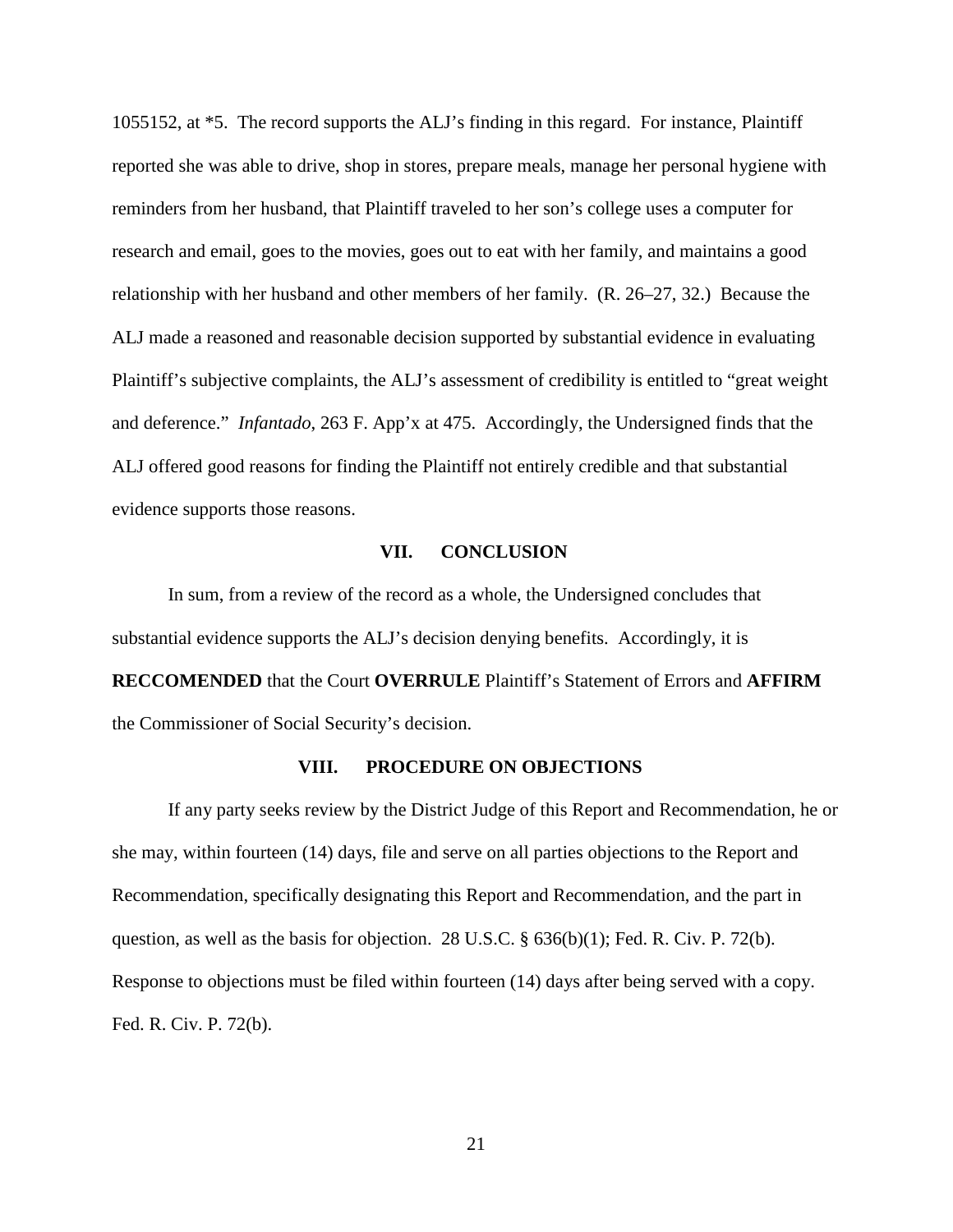1055152, at *5. The record supports the ALJ's finding in this regard. For instance, Plaintiff reported she was able to drive, shop in stores, prepare meals, manage her personal hygiene with reminders from her husband, that Plaintiff traveled to her son's college uses a computer for research and email, goes to the movies, goes out to eat with her family, and maintains a good relationship with her husband and other members of her family. (R. 26–27, 32.) Because the ALJ made a reasoned and reasonable decision supported by substantial evidence in evaluating Plaintiff's subjective complaints, the ALJ's assessment of credibility is entitled to "great weight and deference." *Infantado*, 263 F. App'x at 475. Accordingly, the Undersigned finds that the ALJ offered good reasons for finding the Plaintiff not entirely credible and that substantial evidence supports those reasons.

## VII. CONCLUSION

In sum, from a review of the record as a whole, the Undersigned concludes that substantial evidence supports the ALJ's decision denying benefits. Accordingly, it is **RECCOMENDED** that the Court **OVERRULE** Plaintiff's Statement of Errors and **AFFIRM** the Commissioner of Social Security's decision.

## VIII. PROCEDURE ON OBJECTIONS

If any party seeks review by the District Judge of this Report and Recommendation, he or she may, within fourteen (14) days, file and serve on all parties objections to the Report and Recommendation, specifically designating this Report and Recommendation, and the part in question, as well as the basis for objection. 28 U.S.C. § 636(b)(1); Fed. R. Civ. P. 72(b). Response to objections must be filed within fourteen (14) days after being served with a copy. Fed. R. Civ. P. 72(b).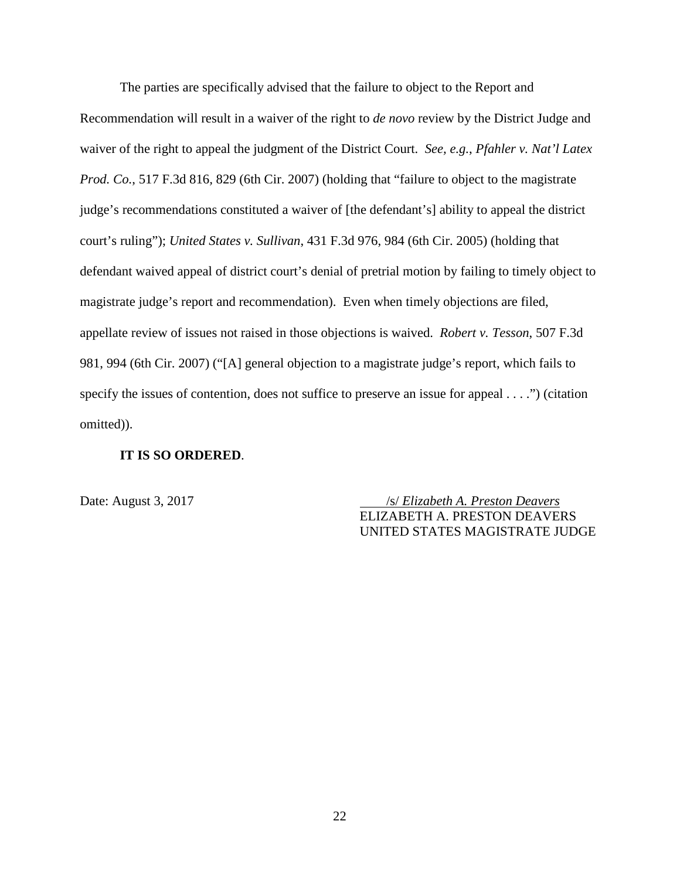The parties are specifically advised that the failure to object to the Report and Recommendation will result in a waiver of the right to *de novo* review by the District Judge and waiver of the right to appeal the judgment of the District Court. *See, e.g.*, *Pfahler v. Nat'l Latex Prod. Co.*, 517 F.3d 816, 829 (6th Cir. 2007) (holding that "failure to object to the magistrate judge's recommendations constituted a waiver of [the defendant's] ability to appeal the district court's ruling"); *United States v. Sullivan*, 431 F.3d 976, 984 (6th Cir. 2005) (holding that defendant waived appeal of district court's denial of pretrial motion by failing to timely object to magistrate judge's report and recommendation). Even when timely objections are filed, appellate review of issues not raised in those objections is waived. *Robert v. Tesson*, 507 F.3d 981, 994 (6th Cir. 2007) ("[A] general objection to a magistrate judge's report, which fails to specify the issues of contention, does not suffice to preserve an issue for appeal . . . .") (citation omitted)).

**IT IS SO ORDERED**.

Date: August 3, 2017

/s/ *Elizabeth A. Preston Deavers*
ELIZABETH A. PRESTON DEAVERS
UNITED STATES MAGISTRATE JUDGE